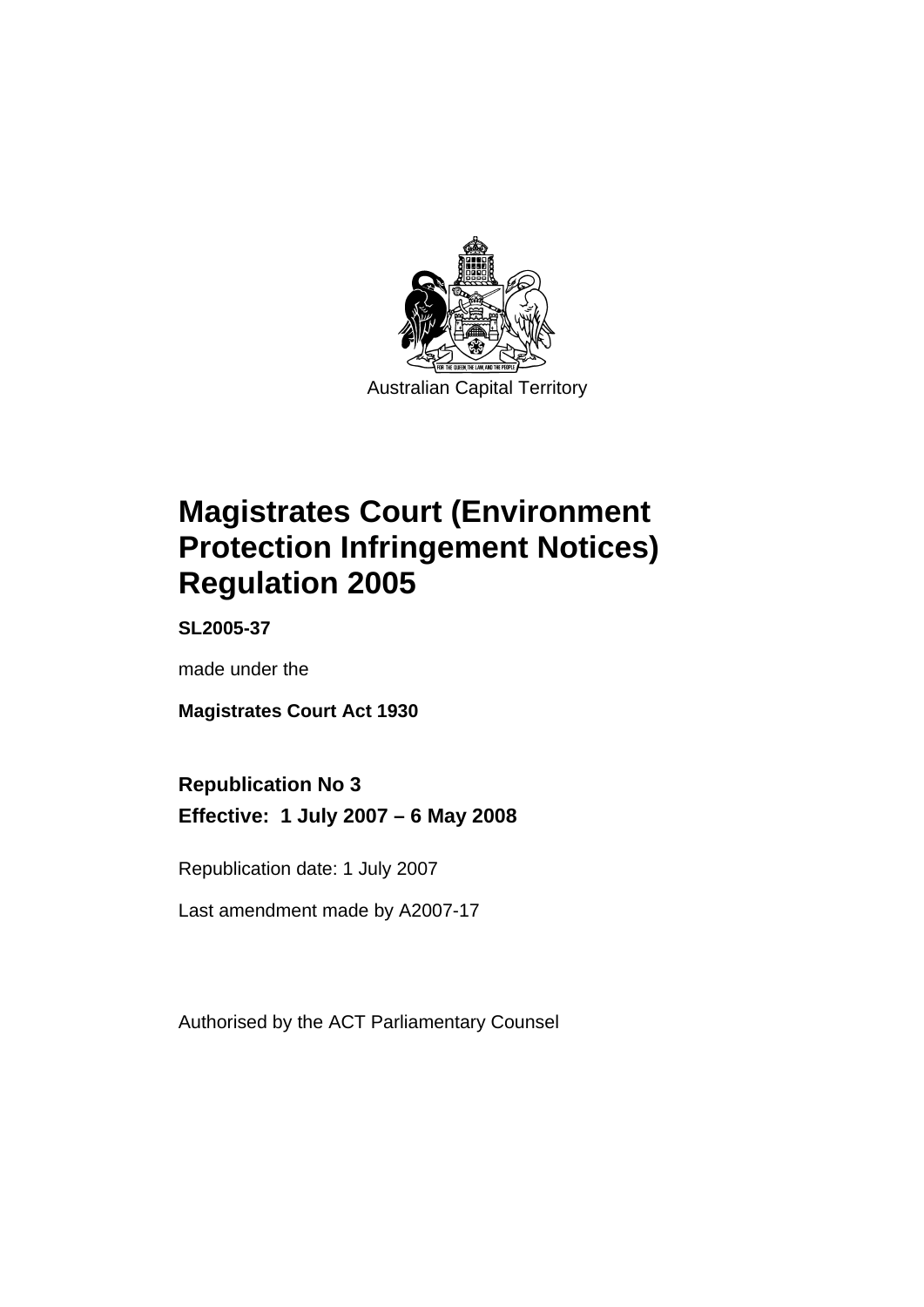Australian Capital Territory

# Magistrates Court (Environment Protection Infringement Notices) Regulation 2005

**SL2005-37**

made under the

**Magistrates Court Act 1930**

## Republication No 3
## Effective: 1 July 2007 – 6 May 2008

Republication date: 1 July 2007

Last amendment made by A2007-17

Authorised by the ACT Parliamentary Counsel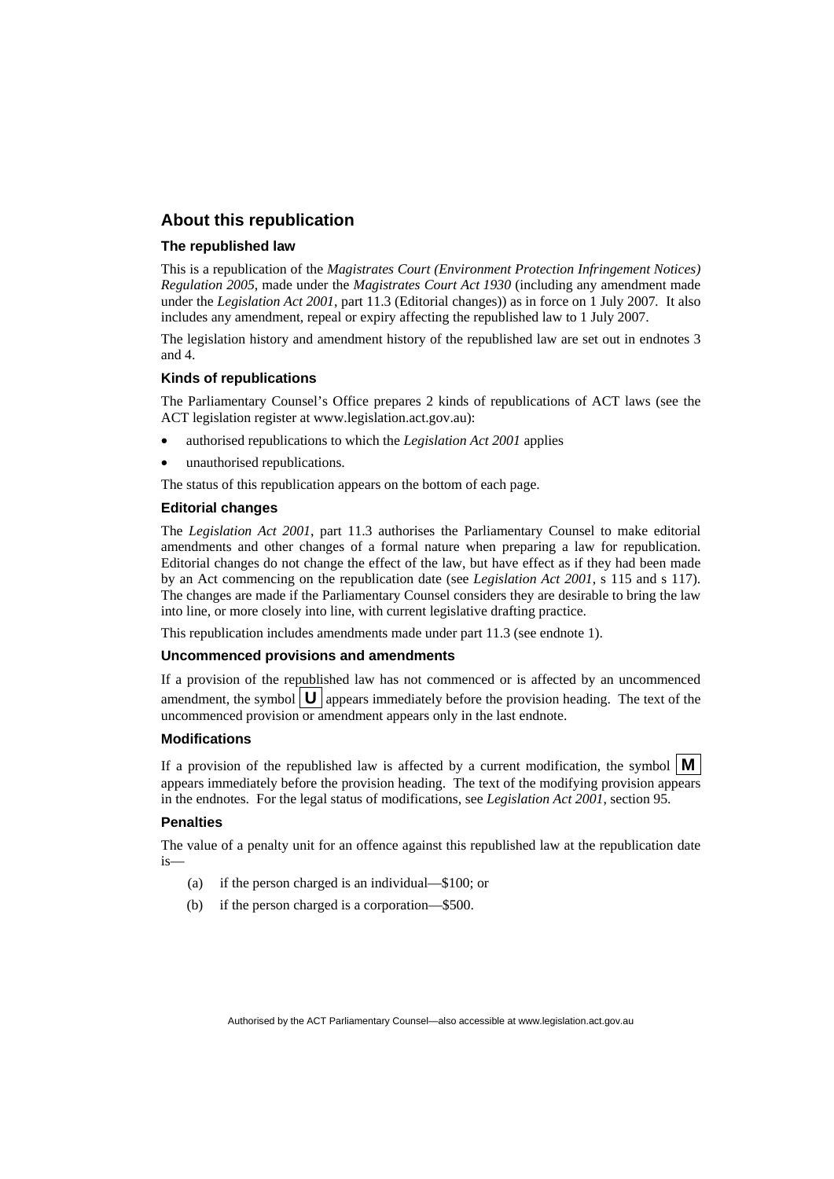## About this republication

### The republished law

This is a republication of the *Magistrates Court (Environment Protection Infringement Notices) Regulation 2005*, made under the *Magistrates Court Act 1930* (including any amendment made under the *Legislation Act 2001*, part 11.3 (Editorial changes)) as in force on 1 July 2007. It also includes any amendment, repeal or expiry affecting the republished law to 1 July 2007.

The legislation history and amendment history of the republished law are set out in endnotes 3 and 4.

### Kinds of republications

The Parliamentary Counsel's Office prepares 2 kinds of republications of ACT laws (see the ACT legislation register at www.legislation.act.gov.au):

- authorised republications to which the *Legislation Act 2001* applies
- unauthorised republications.

The status of this republication appears on the bottom of each page.

### Editorial changes

The *Legislation Act 2001*, part 11.3 authorises the Parliamentary Counsel to make editorial amendments and other changes of a formal nature when preparing a law for republication. Editorial changes do not change the effect of the law, but have effect as if they had been made by an Act commencing on the republication date (see *Legislation Act 2001*, s 115 and s 117). The changes are made if the Parliamentary Counsel considers they are desirable to bring the law into line, or more closely into line, with current legislative drafting practice.

This republication includes amendments made under part 11.3 (see endnote 1).

### Uncommenced provisions and amendments

If a provision of the republished law has not commenced or is affected by an uncommenced amendment, the symbol **U** appears immediately before the provision heading. The text of the uncommenced provision or amendment appears only in the last endnote.

### Modifications

If a provision of the republished law is affected by a current modification, the symbol **M** appears immediately before the provision heading. The text of the modifying provision appears in the endnotes. For the legal status of modifications, see *Legislation Act 2001*, section 95.

### Penalties

The value of a penalty unit for an offence against this republished law at the republication date is—

(a) if the person charged is an individual—$100; or

(b) if the person charged is a corporation—$500.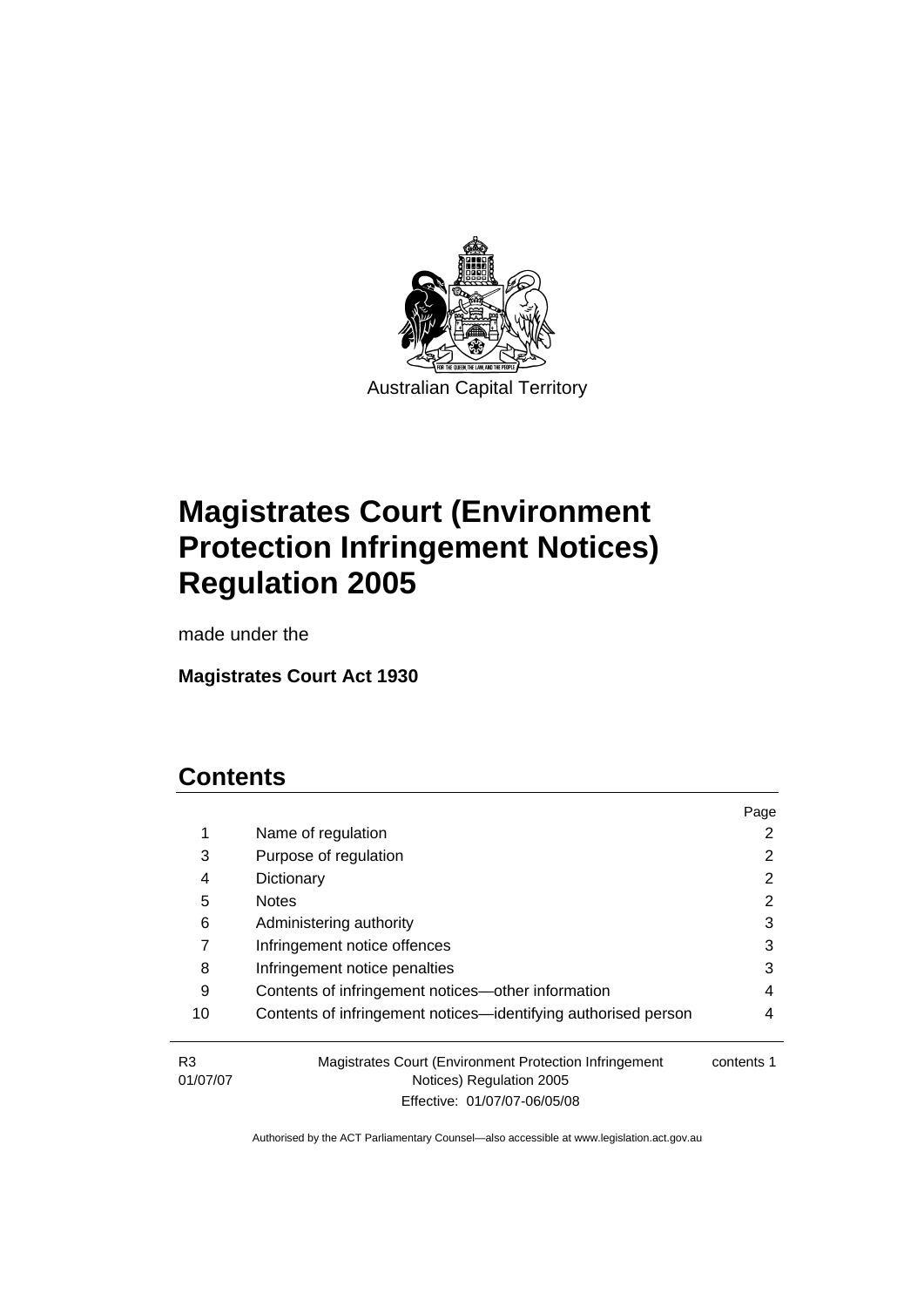Australian Capital Territory

# Magistrates Court (Environment Protection Infringement Notices) Regulation 2005

made under the

**Magistrates Court Act 1930**

## Contents

| | | Page |
|---|---|---|
| 1 | Name of regulation | 2 |
| 3 | Purpose of regulation | 2 |
| 4 | Dictionary | 2 |
| 5 | Notes | 2 |
| 6 | Administering authority | 3 |
| 7 | Infringement notice offences | 3 |
| 8 | Infringement notice penalties | 3 |
| 9 | Contents of infringement notices—other information | 4 |
| 10 | Contents of infringement notices—identifying authorised person | 4 |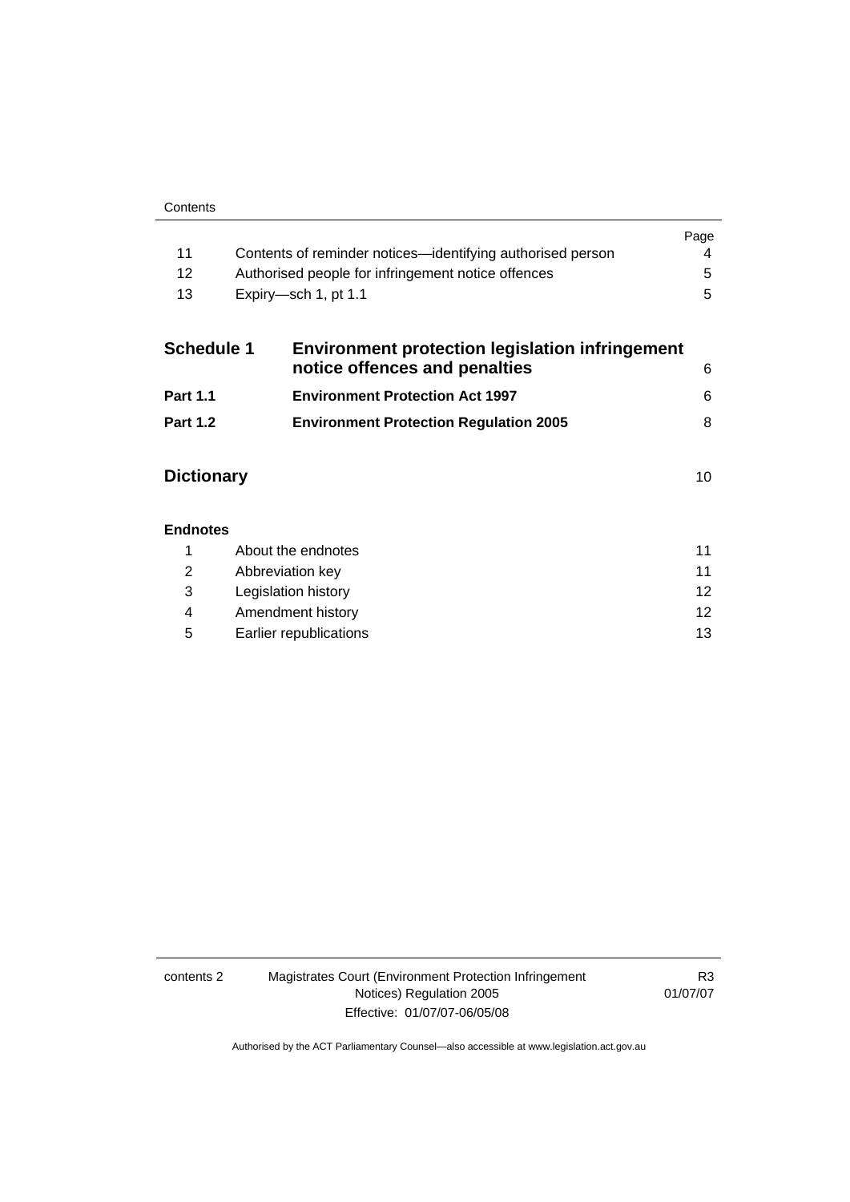| | | Page |
|---|---|---|
| 11 | Contents of reminder notices—identifying authorised person | 4 |
| 12 | Authorised people for infringement notice offences | 5 |
| 13 | Expiry—sch 1, pt 1.1 | 5 |

| | | |
|---|---|---|
| **Schedule 1** | **Environment protection legislation infringement notice offences and penalties** | 6 |
| **Part 1.1** | **Environment Protection Act 1997** | 6 |
| **Part 1.2** | **Environment Protection Regulation 2005** | 8 |

| | |
|---|---|
| **Dictionary** | 10 |

**Endnotes**

| | | |
|---|---|---|
| 1 | About the endnotes | 11 |
| 2 | Abbreviation key | 11 |
| 3 | Legislation history | 12 |
| 4 | Amendment history | 12 |
| 5 | Earlier republications | 13 |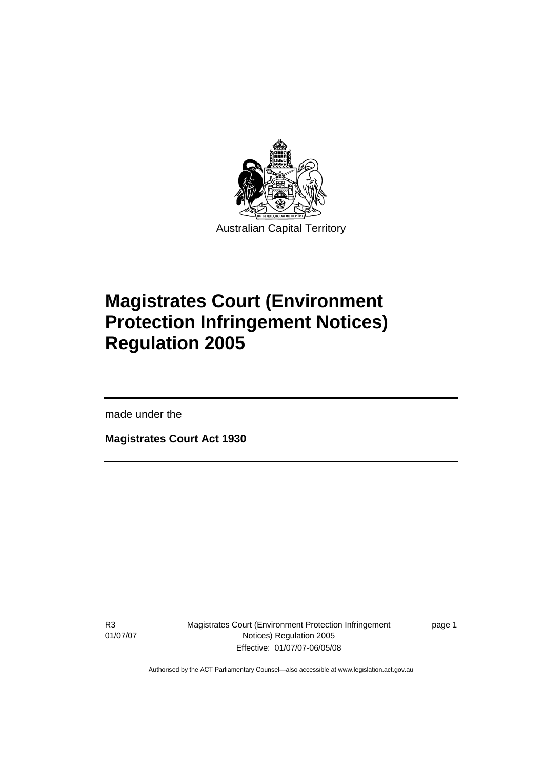Australian Capital Territory

# Magistrates Court (Environment Protection Infringement Notices) Regulation 2005

made under the

**Magistrates Court Act 1930**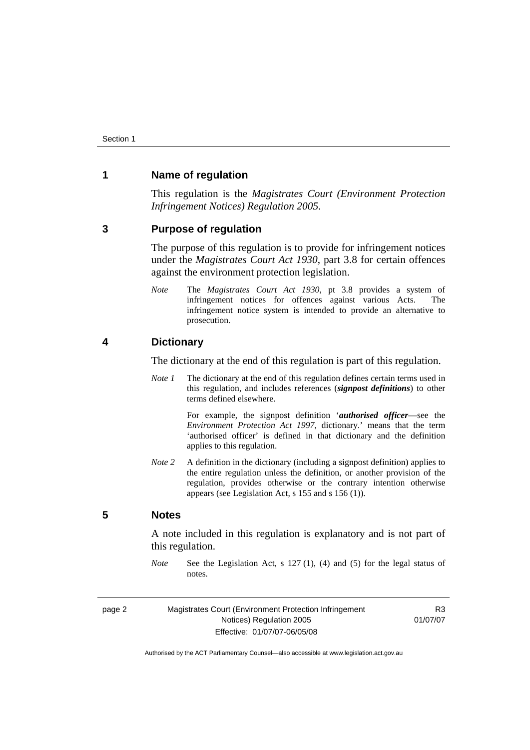## 1 Name of regulation

This regulation is the *Magistrates Court (Environment Protection Infringement Notices) Regulation 2005*.

## 3 Purpose of regulation

The purpose of this regulation is to provide for infringement notices under the *Magistrates Court Act 1930*, part 3.8 for certain offences against the environment protection legislation.

*Note* The *Magistrates Court Act 1930*, pt 3.8 provides a system of infringement notices for offences against various Acts. The infringement notice system is intended to provide an alternative to prosecution.

## 4 Dictionary

The dictionary at the end of this regulation is part of this regulation.

*Note 1* The dictionary at the end of this regulation defines certain terms used in this regulation, and includes references (***signpost definitions***) to other terms defined elsewhere.

For example, the signpost definition '***authorised officer***—see the *Environment Protection Act 1997*, dictionary.' means that the term 'authorised officer' is defined in that dictionary and the definition applies to this regulation.

*Note 2* A definition in the dictionary (including a signpost definition) applies to the entire regulation unless the definition, or another provision of the regulation, provides otherwise or the contrary intention otherwise appears (see Legislation Act, s 155 and s 156 (1)).

## 5 Notes

A note included in this regulation is explanatory and is not part of this regulation.

*Note* See the Legislation Act, s 127 (1), (4) and (5) for the legal status of notes.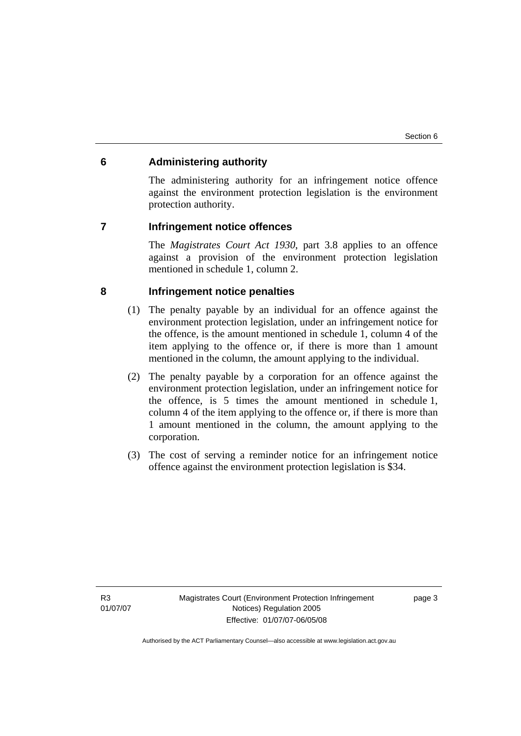## 6 Administering authority

The administering authority for an infringement notice offence against the environment protection legislation is the environment protection authority.

## 7 Infringement notice offences

The *Magistrates Court Act 1930*, part 3.8 applies to an offence against a provision of the environment protection legislation mentioned in schedule 1, column 2.

## 8 Infringement notice penalties

(1) The penalty payable by an individual for an offence against the environment protection legislation, under an infringement notice for the offence, is the amount mentioned in schedule 1, column 4 of the item applying to the offence or, if there is more than 1 amount mentioned in the column, the amount applying to the individual.

(2) The penalty payable by a corporation for an offence against the environment protection legislation, under an infringement notice for the offence, is 5 times the amount mentioned in schedule 1, column 4 of the item applying to the offence or, if there is more than 1 amount mentioned in the column, the amount applying to the corporation.

(3) The cost of serving a reminder notice for an infringement notice offence against the environment protection legislation is $34.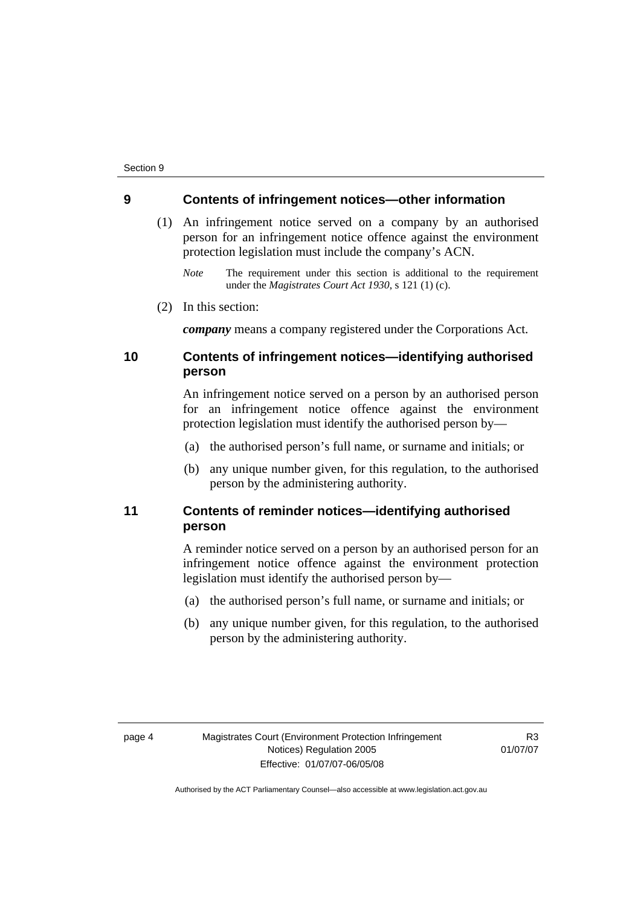## 9 Contents of infringement notices—other information

(1) An infringement notice served on a company by an authorised person for an infringement notice offence against the environment protection legislation must include the company's ACN.

*Note* The requirement under this section is additional to the requirement under the *Magistrates Court Act 1930*, s 121 (1) (c).

(2) In this section:

***company*** means a company registered under the Corporations Act.

## 10 Contents of infringement notices—identifying authorised person

An infringement notice served on a person by an authorised person for an infringement notice offence against the environment protection legislation must identify the authorised person by—

(a) the authorised person's full name, or surname and initials; or

(b) any unique number given, for this regulation, to the authorised person by the administering authority.

## 11 Contents of reminder notices—identifying authorised person

A reminder notice served on a person by an authorised person for an infringement notice offence against the environment protection legislation must identify the authorised person by—

(a) the authorised person's full name, or surname and initials; or

(b) any unique number given, for this regulation, to the authorised person by the administering authority.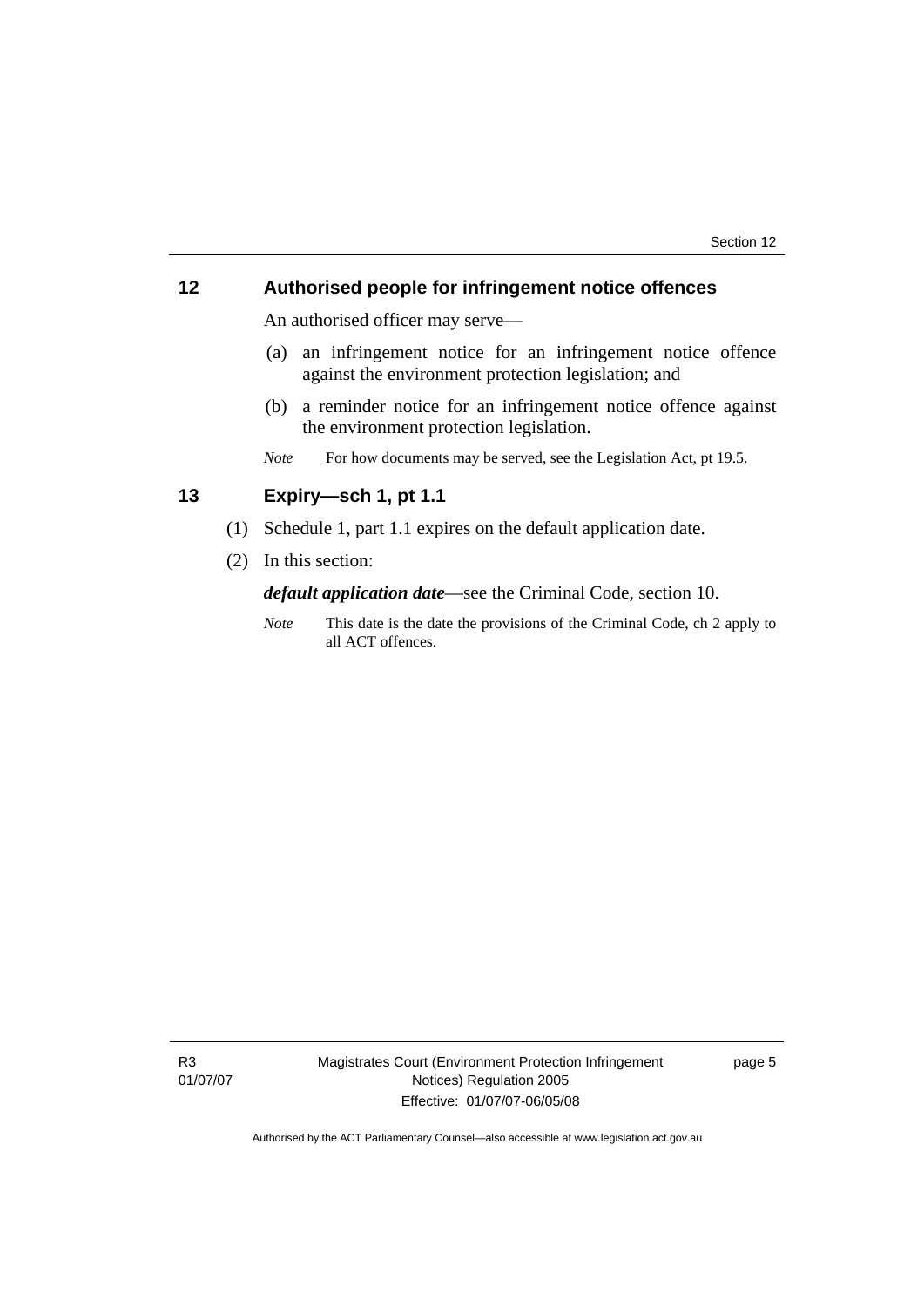## 12 Authorised people for infringement notice offences

An authorised officer may serve—

(a) an infringement notice for an infringement notice offence against the environment protection legislation; and

(b) a reminder notice for an infringement notice offence against the environment protection legislation.

*Note* For how documents may be served, see the Legislation Act, pt 19.5.

## 13 Expiry—sch 1, pt 1.1

(1) Schedule 1, part 1.1 expires on the default application date.

(2) In this section:

***default application date***—see the Criminal Code, section 10.

*Note* This date is the date the provisions of the Criminal Code, ch 2 apply to all ACT offences.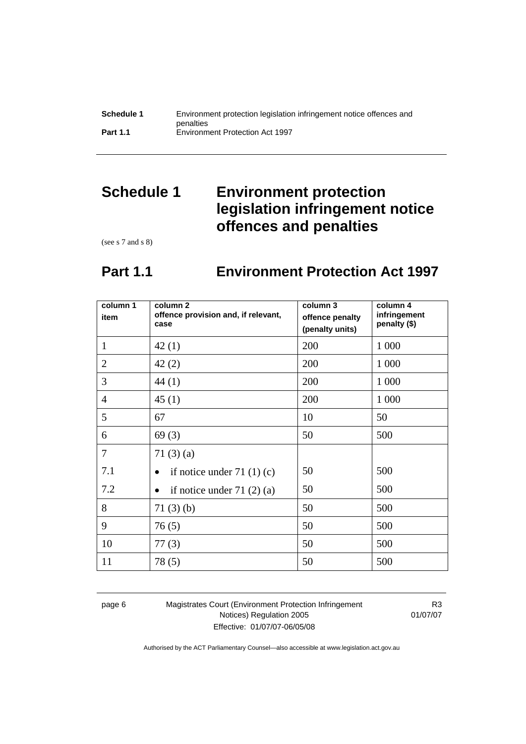# Schedule 1 Environment protection legislation infringement notice offences and penalties

(see s 7 and s 8)

## Part 1.1 Environment Protection Act 1997

| column 1 item | column 2 offence provision and, if relevant, case | column 3 offence penalty (penalty units) | column 4 infringement penalty ($) |
|---|---|---|---|
| 1 | 42 (1) | 200 | 1 000 |
| 2 | 42 (2) | 200 | 1 000 |
| 3 | 44 (1) | 200 | 1 000 |
| 4 | 45 (1) | 200 | 1 000 |
| 5 | 67 | 10 | 50 |
| 6 | 69 (3) | 50 | 500 |
| 7 | 71 (3) (a) | | |
| 7.1 | • if notice under 71 (1) (c) | 50 | 500 |
| 7.2 | • if notice under 71 (2) (a) | 50 | 500 |
| 8 | 71 (3) (b) | 50 | 500 |
| 9 | 76 (5) | 50 | 500 |
| 10 | 77 (3) | 50 | 500 |
| 11 | 78 (5) | 50 | 500 |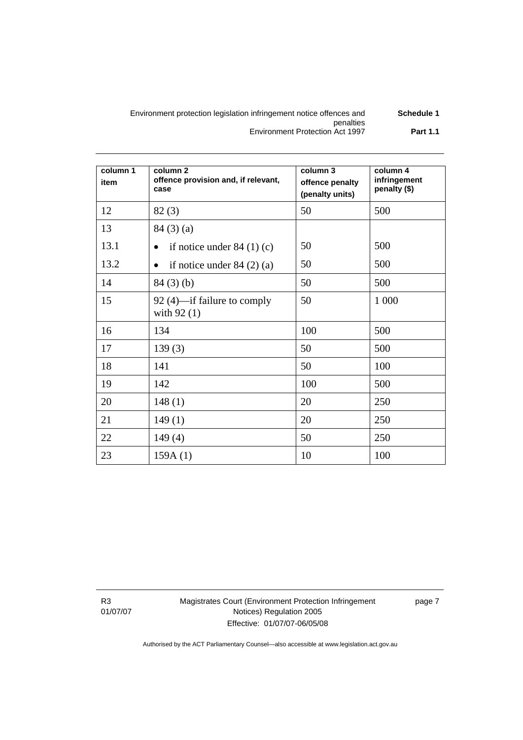| column 1 item | column 2 offence provision and, if relevant, case | column 3 offence penalty (penalty units) | column 4 infringement penalty ($) |
|---|---|---|---|
| 12 | 82 (3) | 50 | 500 |
| 13 | 84 (3) (a) | | |
| 13.1 | • if notice under 84 (1) (c) | 50 | 500 |
| 13.2 | • if notice under 84 (2) (a) | 50 | 500 |
| 14 | 84 (3) (b) | 50 | 500 |
| 15 | 92 (4)—if failure to comply with 92 (1) | 50 | 1 000 |
| 16 | 134 | 100 | 500 |
| 17 | 139 (3) | 50 | 500 |
| 18 | 141 | 50 | 100 |
| 19 | 142 | 100 | 500 |
| 20 | 148 (1) | 20 | 250 |
| 21 | 149 (1) | 20 | 250 |
| 22 | 149 (4) | 50 | 250 |
| 23 | 159A (1) | 10 | 100 |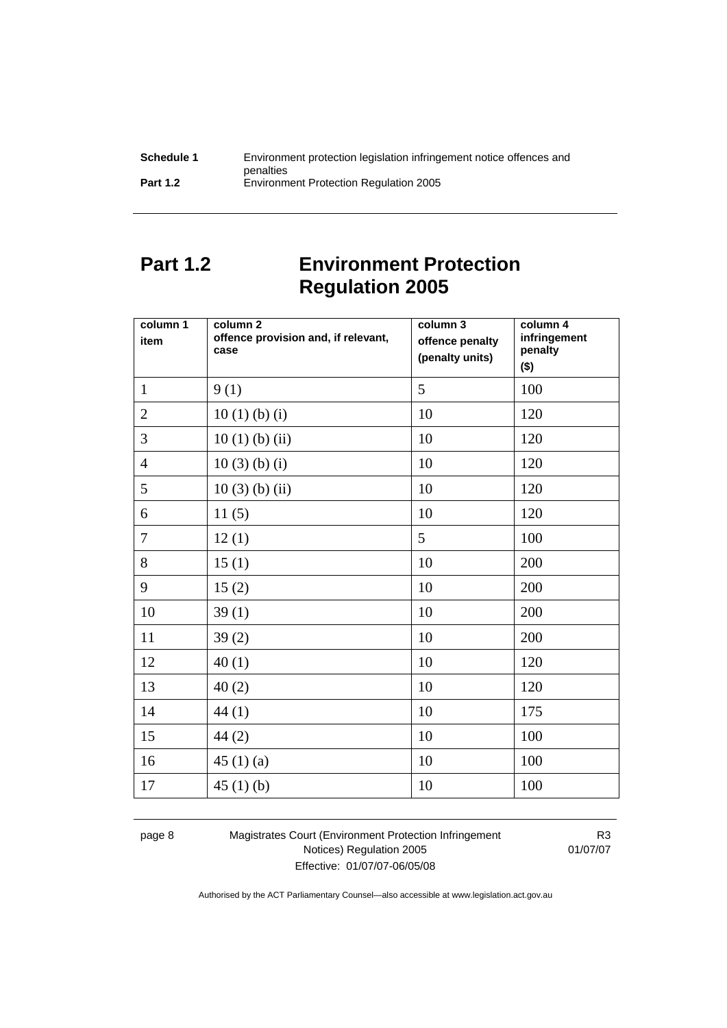# Part 1.2 Environment Protection Regulation 2005

| column 1<br>item | column 2<br>offence provision and, if relevant, case | column 3<br>offence penalty (penalty units) | column 4<br>infringement penalty ($) |
|---|---|---|---|
| 1 | 9 (1) | 5 | 100 |
| 2 | 10 (1) (b) (i) | 10 | 120 |
| 3 | 10 (1) (b) (ii) | 10 | 120 |
| 4 | 10 (3) (b) (i) | 10 | 120 |
| 5 | 10 (3) (b) (ii) | 10 | 120 |
| 6 | 11 (5) | 10 | 120 |
| 7 | 12 (1) | 5 | 100 |
| 8 | 15 (1) | 10 | 200 |
| 9 | 15 (2) | 10 | 200 |
| 10 | 39 (1) | 10 | 200 |
| 11 | 39 (2) | 10 | 200 |
| 12 | 40 (1) | 10 | 120 |
| 13 | 40 (2) | 10 | 120 |
| 14 | 44 (1) | 10 | 175 |
| 15 | 44 (2) | 10 | 100 |
| 16 | 45 (1) (a) | 10 | 100 |
| 17 | 45 (1) (b) | 10 | 100 |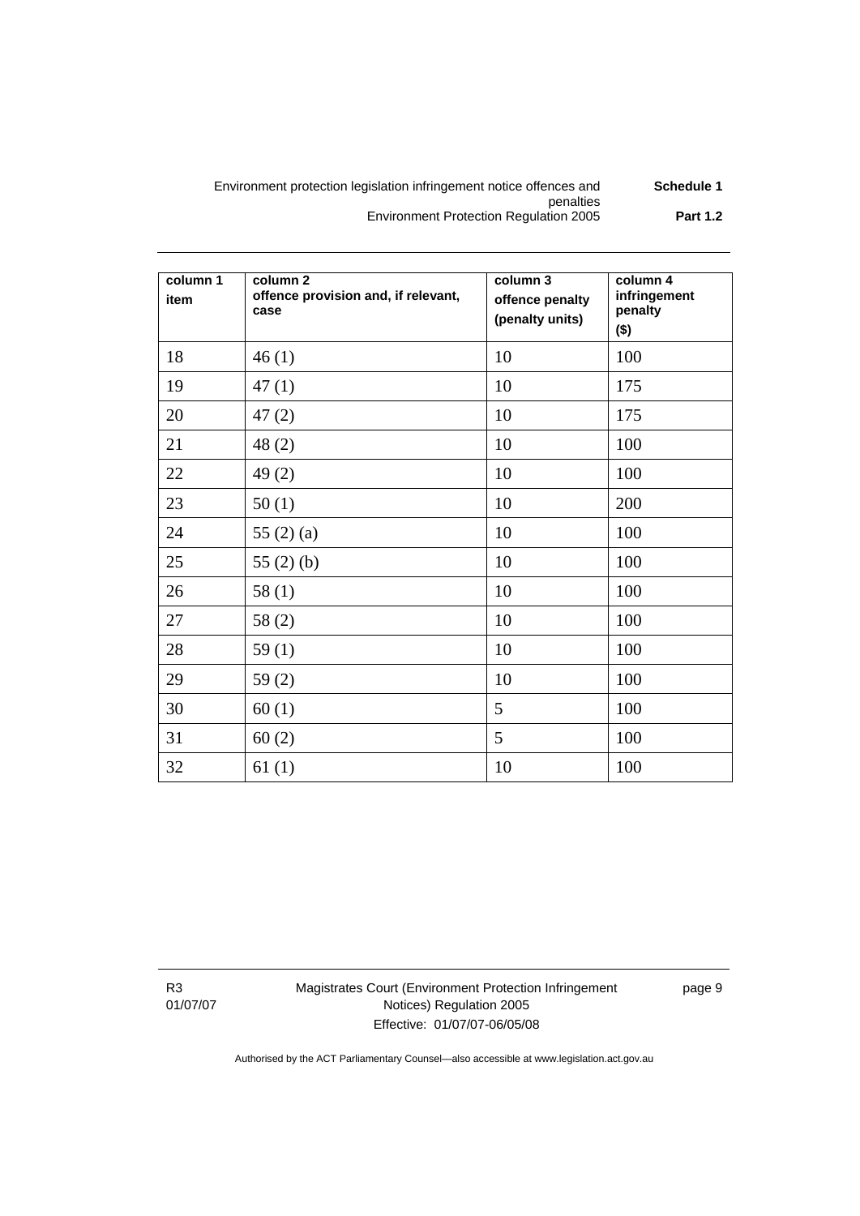| column 1<br>item | column 2<br>offence provision and, if relevant, case | column 3<br>offence penalty (penalty units) | column 4<br>infringement penalty ($) |
|---|---|---|---|
| 18 | 46 (1) | 10 | 100 |
| 19 | 47 (1) | 10 | 175 |
| 20 | 47 (2) | 10 | 175 |
| 21 | 48 (2) | 10 | 100 |
| 22 | 49 (2) | 10 | 100 |
| 23 | 50 (1) | 10 | 200 |
| 24 | 55 (2) (a) | 10 | 100 |
| 25 | 55 (2) (b) | 10 | 100 |
| 26 | 58 (1) | 10 | 100 |
| 27 | 58 (2) | 10 | 100 |
| 28 | 59 (1) | 10 | 100 |
| 29 | 59 (2) | 10 | 100 |
| 30 | 60 (1) | 5 | 100 |
| 31 | 60 (2) | 5 | 100 |
| 32 | 61 (1) | 10 | 100 |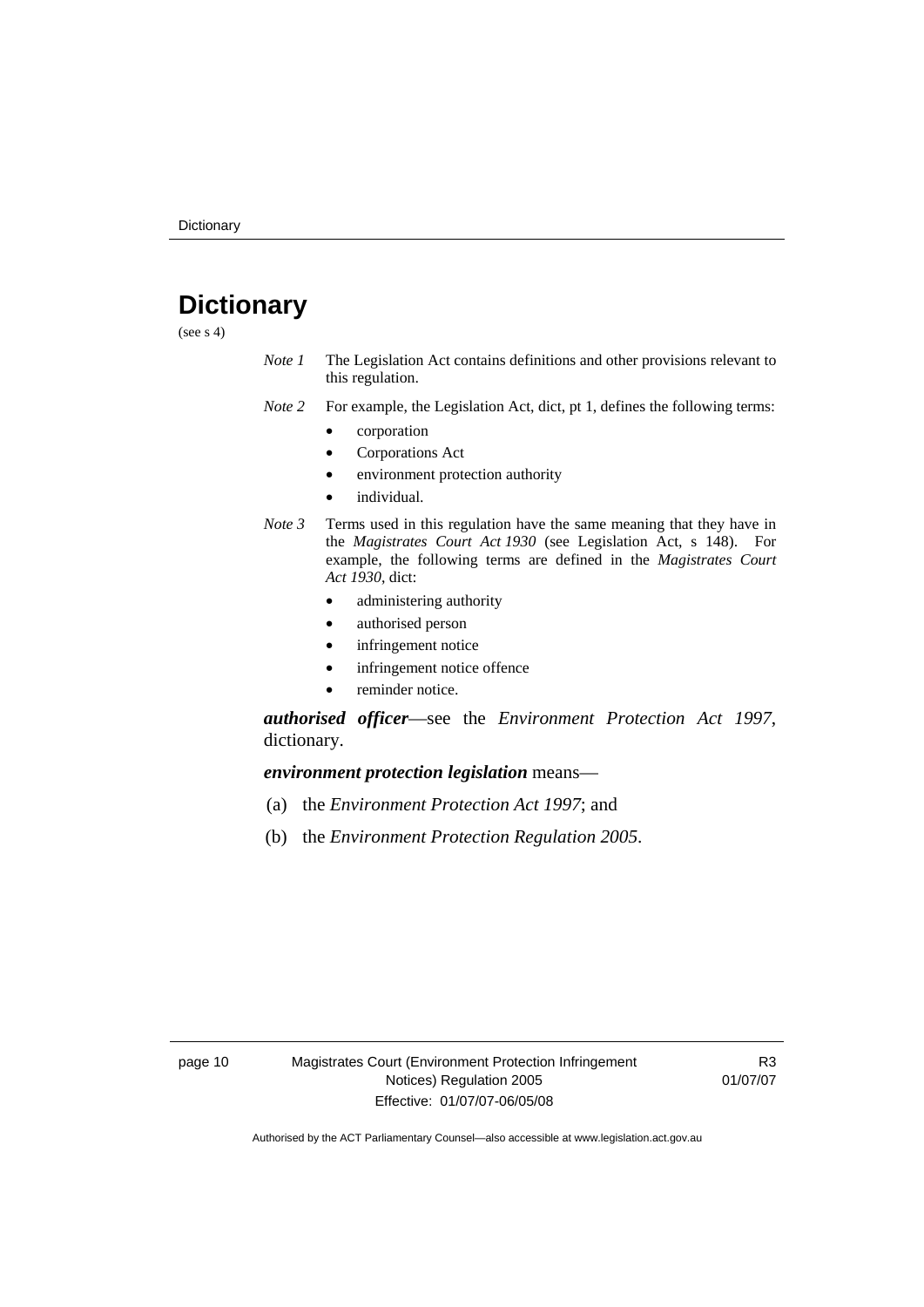# Dictionary

(see s 4)

*Note 1* The Legislation Act contains definitions and other provisions relevant to this regulation.

*Note 2* For example, the Legislation Act, dict, pt 1, defines the following terms:

- corporation
- Corporations Act
- environment protection authority
- individual.

*Note 3* Terms used in this regulation have the same meaning that they have in the *Magistrates Court Act 1930* (see Legislation Act, s 148). For example, the following terms are defined in the *Magistrates Court Act 1930*, dict:

- administering authority
- authorised person
- infringement notice
- infringement notice offence
- reminder notice.

***authorised officer***—see the *Environment Protection Act 1997*, dictionary.

***environment protection legislation*** means—

(a) the *Environment Protection Act 1997*; and

(b) the *Environment Protection Regulation 2005*.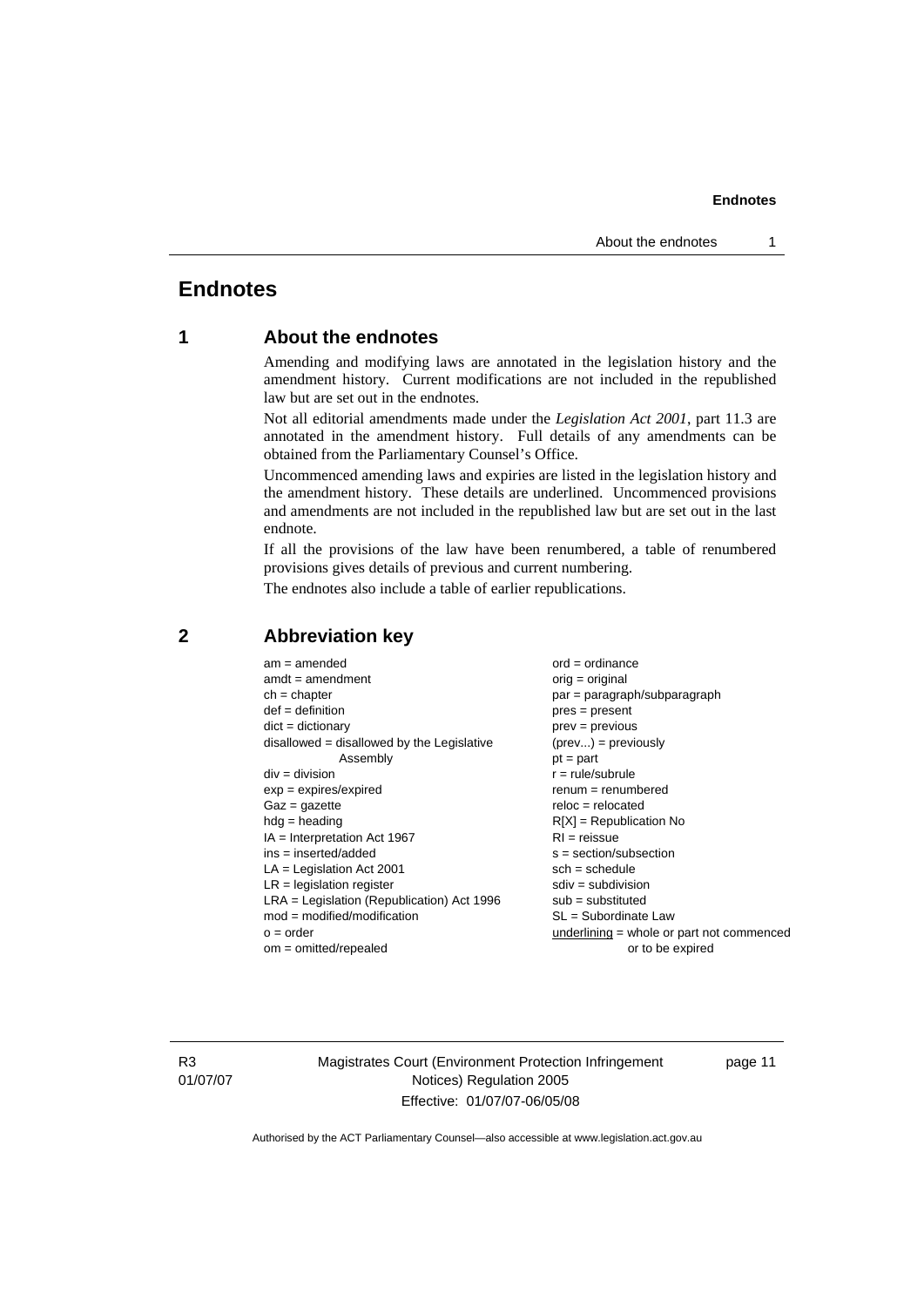# Endnotes

## 1 About the endnotes

Amending and modifying laws are annotated in the legislation history and the amendment history. Current modifications are not included in the republished law but are set out in the endnotes.

Not all editorial amendments made under the *Legislation Act 2001*, part 11.3 are annotated in the amendment history. Full details of any amendments can be obtained from the Parliamentary Counsel's Office.

Uncommenced amending laws and expiries are listed in the legislation history and the amendment history. These details are underlined. Uncommenced provisions and amendments are not included in the republished law but are set out in the last endnote.

If all the provisions of the law have been renumbered, a table of renumbered provisions gives details of previous and current numbering.

The endnotes also include a table of earlier republications.

## 2 Abbreviation key

am = amended
amdt = amendment
ch = chapter
def = definition
dict = dictionary
disallowed = disallowed by the Legislative Assembly
div = division
exp = expires/expired
Gaz = gazette
hdg = heading
IA = Interpretation Act 1967
ins = inserted/added
LA = Legislation Act 2001
LR = legislation register
LRA = Legislation (Republication) Act 1996
mod = modified/modification
o = order
om = omitted/repealed
ord = ordinance
orig = original
par = paragraph/subparagraph
pres = present
prev = previous
(prev...) = previously
pt = part
r = rule/subrule
renum = renumbered
reloc = relocated
R[X] = Republication No
RI = reissue
s = section/subsection
sch = schedule
sdiv = subdivision
sub = substituted
SL = Subordinate Law
underlining = whole or part not commenced or to be expired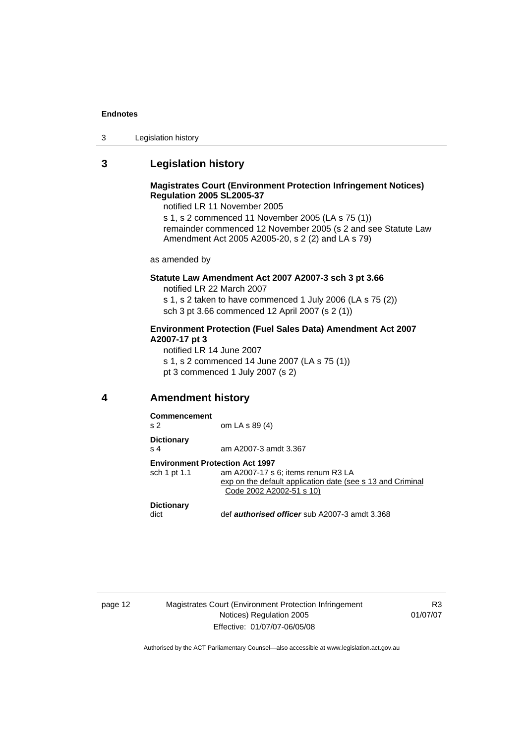## 3 Legislation history

**Magistrates Court (Environment Protection Infringement Notices) Regulation 2005 SL2005-37**

notified LR 11 November 2005

s 1, s 2 commenced 11 November 2005 (LA s 75 (1))

remainder commenced 12 November 2005 (s 2 and see Statute Law Amendment Act 2005 A2005-20, s 2 (2) and LA s 79)

as amended by

**Statute Law Amendment Act 2007 A2007-3 sch 3 pt 3.66**

notified LR 22 March 2007

s 1, s 2 taken to have commenced 1 July 2006 (LA s 75 (2))

sch 3 pt 3.66 commenced 12 April 2007 (s 2 (1))

**Environment Protection (Fuel Sales Data) Amendment Act 2007 A2007-17 pt 3**

notified LR 14 June 2007

s 1, s 2 commenced 14 June 2007 (LA s 75 (1))

pt 3 commenced 1 July 2007 (s 2)

## 4 Amendment history

**Commencement**

s 2 om LA s 89 (4)

**Dictionary**

s 4 am A2007-3 amdt 3.367

**Environment Protection Act 1997**

sch 1 pt 1.1 am A2007-17 s 6; items renum R3 LA

exp on the default application date (see s 13 and Criminal Code 2002 A2002-51 s 10)

**Dictionary**

dict def ***authorised officer*** sub A2007-3 amdt 3.368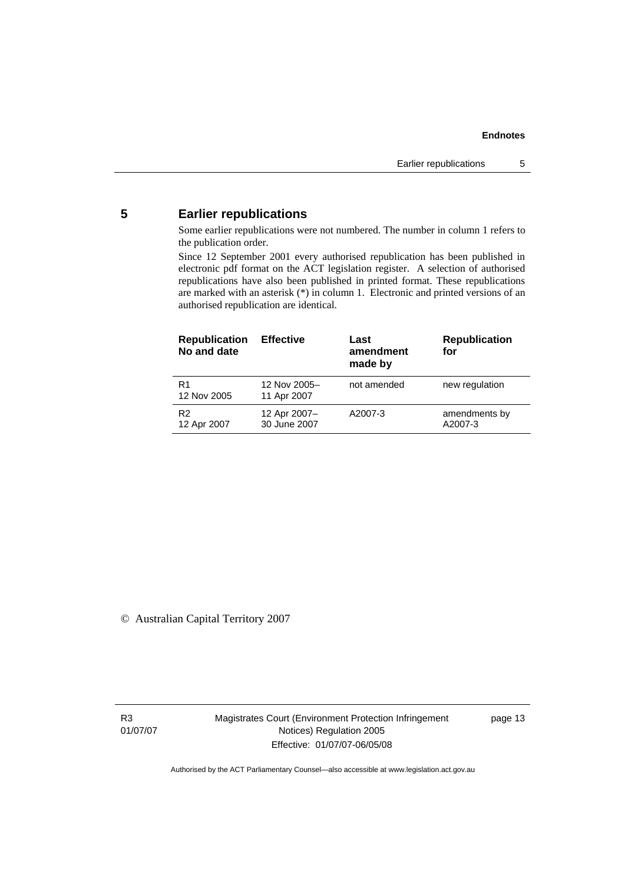## 5 Earlier republications

Some earlier republications were not numbered. The number in column 1 refers to the publication order.

Since 12 September 2001 every authorised republication has been published in electronic pdf format on the ACT legislation register. A selection of authorised republications have also been published in printed format. These republications are marked with an asterisk (*) in column 1. Electronic and printed versions of an authorised republication are identical.

| Republication No and date | Effective | Last amendment made by | Republication for |
|---|---|---|---|
| R1<br>12 Nov 2005 | 12 Nov 2005–<br>11 Apr 2007 | not amended | new regulation |
| R2<br>12 Apr 2007 | 12 Apr 2007–<br>30 June 2007 | A2007-3 | amendments by<br>A2007-3 |

© Australian Capital Territory 2007